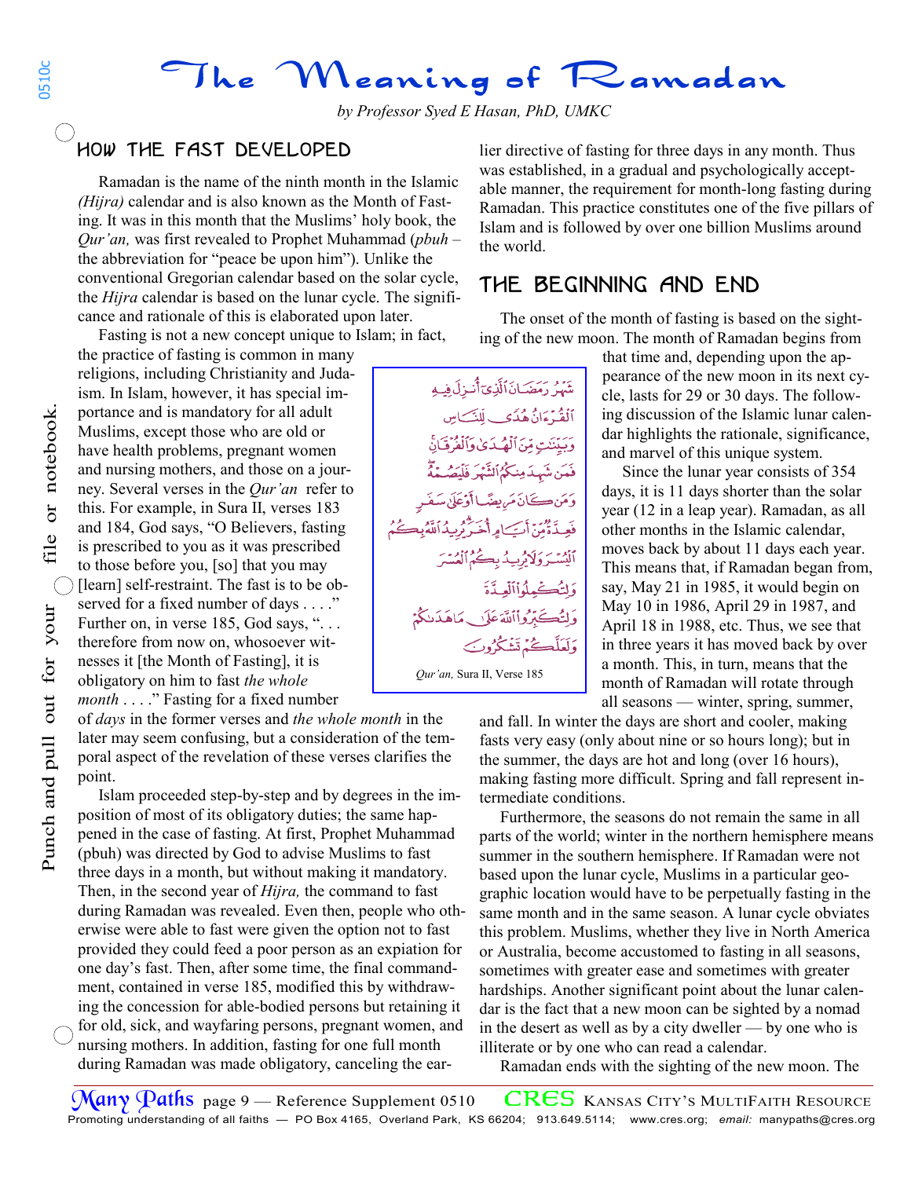# The Meaning of Ramadan

*by Professor Syed E Hasan, PhD, UMKC*

## HOW THE FAST DEVELOPED

Ramadan is the name of the ninth month in the Islamic *(Hijra)* calendar and is also known as the Month of Fasting. It was in this month that the Muslims' holy book, the *Qur'an,* was first revealed to Prophet Muhammad (*pbuh* – the abbreviation for "peace be upon him"). Unlike the conventional Gregorian calendar based on the solar cycle, the *Hijra* calendar is based on the lunar cycle. The significance and rationale of this is elaborated upon later.

Fasting is not a new concept unique to Islam; in fact, the practice of fasting is common in many religions, including Christianity and Judaism. In Islam, however, it has special importance and is mandatory for all adult Muslims, except those who are old or have health problems, pregnant women and nursing mothers, and those on a journey. Several verses in the *Qur'an* refer to this. For example, in Sura II, verses 183 and 184, God says, "O Believers, fasting is prescribed to you as it was prescribed to those before you, [so] that you may [learn] self-restraint. The fast is to be observed for a fixed number of days . . . ." Further on, in verse 185, God says, ". . . therefore from now on, whosoever witnesses it [the Month of Fasting], it is obligatory on him to fast *the whole month* . . . ." Fasting for a fixed number of *days* in the former verses and *the whole month* in the later may seem confusing, but a consideration of the temporal aspect of the revelation of these verses clarifies the point.

> شَهْرُ رَمَضَانَ ٱلَّذِىٓ أُنزِلَ فِيهِ ٱلْقُرْءَانُ هُدًى لِّلنَّاسِ وَبَيِّنَٰتٍ مِّنَ ٱلْهُدَىٰ وَٱلْفُرْقَانِ ۚ فَمَن شَهِدَ مِنكُمُ ٱلشَّهْرَ فَلْيَصُمْهُ ۖ وَمَن كَانَ مَرِيضًا أَوْ عَلَىٰ سَفَرٍ فَعِدَّةٌ مِّنْ أَيَّامٍ أُخَرَ ۗ يُرِيدُ ٱللَّهُ بِكُمُ ٱلْيُسْرَ وَلَا يُرِيدُ بِكُمُ ٱلْعُسْرَ وَلِتُكْمِلُوا۟ ٱلْعِدَّةَ وَلِتُكَبِّرُوا۟ ٱللَّهَ عَلَىٰ مَا هَدَىٰكُمْ وَلَعَلَّكُمْ تَشْكُرُونَ
>
> *Qur'an,* Sura II, Verse 185

Islam proceeded step-by-step and by degrees in the imposition of most of its obligatory duties; the same happened in the case of fasting. At first, Prophet Muhammad (pbuh) was directed by God to advise Muslims to fast three days in a month, but without making it mandatory. Then, in the second year of *Hijra,* the command to fast during Ramadan was revealed. Even then, people who otherwise were able to fast were given the option not to fast provided they could feed a poor person as an expiation for one day's fast. Then, after some time, the final commandment, contained in verse 185, modified this by withdrawing the concession for able-bodied persons but retaining it for old, sick, and wayfaring persons, pregnant women, and nursing mothers. In addition, fasting for one full month during Ramadan was made obligatory, canceling the earlier directive of fasting for three days in any month. Thus was established, in a gradual and psychologically acceptable manner, the requirement for month-long fasting during Ramadan. This practice constitutes one of the five pillars of Islam and is followed by over one billion Muslims around the world.

## THE BEGINNING AND END

The onset of the month of fasting is based on the sighting of the new moon. The month of Ramadan begins from that time and, depending upon the appearance of the new moon in its next cycle, lasts for 29 or 30 days. The following discussion of the Islamic lunar calendar highlights the rationale, significance, and marvel of this unique system.

Since the lunar year consists of 354 days, it is 11 days shorter than the solar year (12 in a leap year). Ramadan, as all other months in the Islamic calendar, moves back by about 11 days each year. This means that, if Ramadan began from, say, May 21 in 1985, it would begin on May 10 in 1986, April 29 in 1987, and April 18 in 1988, etc. Thus, we see that in three years it has moved back by over a month. This, in turn, means that the month of Ramadan will rotate through all seasons — winter, spring, summer, and fall. In winter the days are short and cooler, making fasts very easy (only about nine or so hours long); but in the summer, the days are hot and long (over 16 hours), making fasting more difficult. Spring and fall represent intermediate conditions.

Furthermore, the seasons do not remain the same in all parts of the world; winter in the northern hemisphere means summer in the southern hemisphere. If Ramadan were not based upon the lunar cycle, Muslims in a particular geographic location would have to be perpetually fasting in the same month and in the same season. A lunar cycle obviates this problem. Muslims, whether they live in North America or Australia, become accustomed to fasting in all seasons, sometimes with greater ease and sometimes with greater hardships. Another significant point about the lunar calendar is the fact that a new moon can be sighted by a nomad in the desert as well as by a city dweller — by one who is illiterate or by one who can read a calendar.

Ramadan ends with the sighting of the new moon. The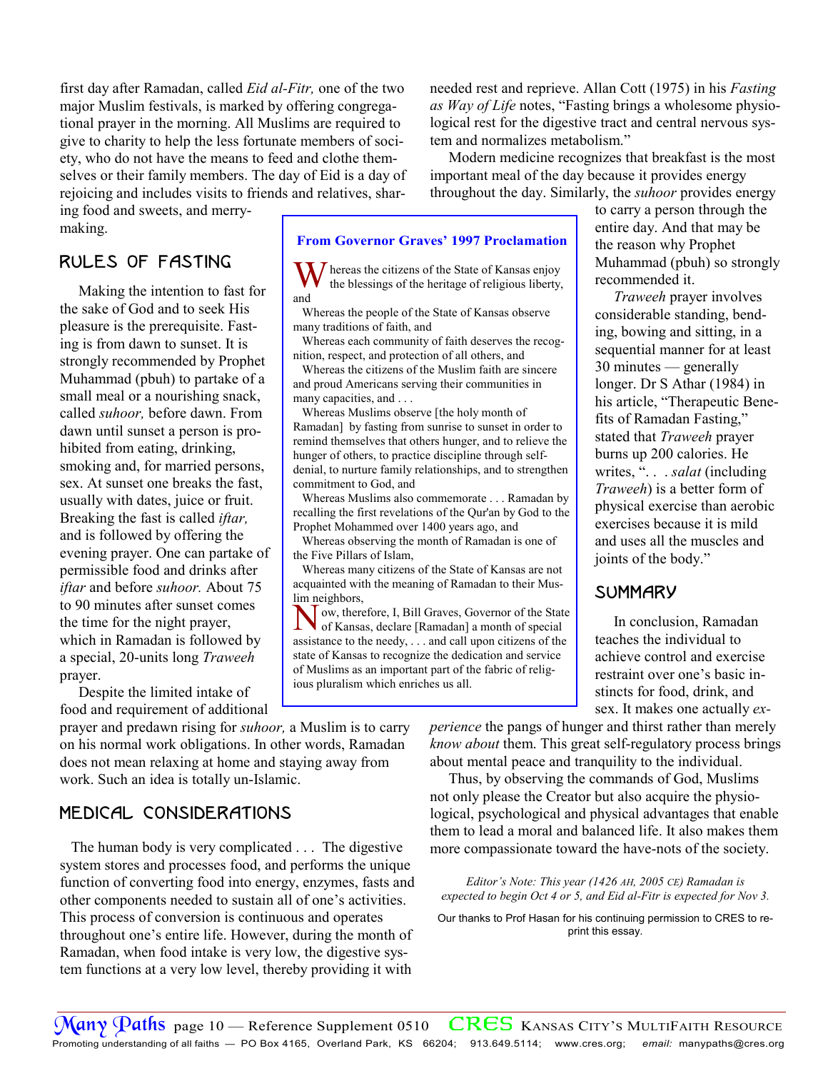first day after Ramadan, called *Eid al-Fitr,* one of the two major Muslim festivals, is marked by offering congregational prayer in the morning. All Muslims are required to give to charity to help the less fortunate members of society, who do not have the means to feed and clothe themselves or their family members. The day of Eid is a day of rejoicing and includes visits to friends and relatives, sharing food and sweets, and merry-making.

## RULES OF FASTING

Making the intention to fast for the sake of God and to seek His pleasure is the prerequisite. Fasting is from dawn to sunset. It is strongly recommended by Prophet Muhammad (pbuh) to partake of a small meal or a nourishing snack, called *suhoor,* before dawn. From dawn until sunset a person is prohibited from eating, drinking, smoking and, for married persons, sex. At sunset one breaks the fast, usually with dates, juice or fruit. Breaking the fast is called *iftar,* and is followed by offering the evening prayer. One can partake of permissible food and drinks after *iftar* and before *suhoor.* About 75 to 90 minutes after sunset comes the time for the night prayer, which in Ramadan is followed by a special, 20-units long *Traweeh* prayer.

Despite the limited intake of food and requirement of additional prayer and predawn rising for *suhoor,* a Muslim is to carry on his normal work obligations. In other words, Ramadan does not mean relaxing at home and staying away from work. Such an idea is totally un-Islamic.

## MEDICAL CONSIDERATIONS

The human body is very complicated . . . The digestive system stores and processes food, and performs the unique function of converting food into energy, enzymes, fasts and other components needed to sustain all of one's activities. This process of conversion is continuous and operates throughout one's entire life. However, during the month of Ramadan, when food intake is very low, the digestive system functions at a very low level, thereby providing it with needed rest and reprieve. Allan Cott (1975) in his *Fasting as Way of Life* notes, "Fasting brings a wholesome physiological rest for the digestive tract and central nervous system and normalizes metabolism."

Modern medicine recognizes that breakfast is the most important meal of the day because it provides energy throughout the day. Similarly, the *suhoor* provides energy to carry a person through the entire day. And that may be the reason why Prophet Muhammad (pbuh) so strongly recommended it.

*Traweeh* prayer involves considerable standing, bending, bowing and sitting, in a sequential manner for at least 30 minutes — generally longer. Dr S Athar (1984) in his article, "Therapeutic Benefits of Ramadan Fasting," stated that *Traweeh* prayer burns up 200 calories. He writes, ". . . *salat* (including *Traweeh*) is a better form of physical exercise than aerobic exercises because it is mild and uses all the muscles and joints of the body."

**From Governor Graves' 1997 Proclamation**

Whereas the citizens of the State of Kansas enjoy the blessings of the heritage of religious liberty, and

Whereas the people of the State of Kansas observe many traditions of faith, and

Whereas each community of faith deserves the recognition, respect, and protection of all others, and

Whereas the citizens of the Muslim faith are sincere and proud Americans serving their communities in many capacities, and . . .

Whereas Muslims observe [the holy month of Ramadan] by fasting from sunrise to sunset in order to remind themselves that others hunger, and to relieve the hunger of others, to practice discipline through self-denial, to nurture family relationships, and to strengthen commitment to God, and

Whereas Muslims also commemorate . . . Ramadan by recalling the first revelations of the Qur'an by God to the Prophet Mohammed over 1400 years ago, and

Whereas observing the month of Ramadan is one of the Five Pillars of Islam,

Whereas many citizens of the State of Kansas are not acquainted with the meaning of Ramadan to their Muslim neighbors,

Now, therefore, I, Bill Graves, Governor of the State of Kansas, declare [Ramadan] a month of special assistance to the needy, . . . and call upon citizens of the state of Kansas to recognize the dedication and service of Muslims as an important part of the fabric of religious pluralism which enriches us all.

## SUMMARY

In conclusion, Ramadan teaches the individual to achieve control and exercise restraint over one's basic instincts for food, drink, and sex. It makes one actually *experience* the pangs of hunger and thirst rather than merely *know about* them. This great self-regulatory process brings about mental peace and tranquility to the individual.

Thus, by observing the commands of God, Muslims not only please the Creator but also acquire the physiological, psychological and physical advantages that enable them to lead a moral and balanced life. It also makes them more compassionate toward the have-nots of the society.

*Editor's Note: This year (1426 AH, 2005 CE) Ramadan is expected to begin Oct 4 or 5, and Eid al-Fitr is expected for Nov 3.*

Our thanks to Prof Hasan for his continuing permission to CRES to reprint this essay.